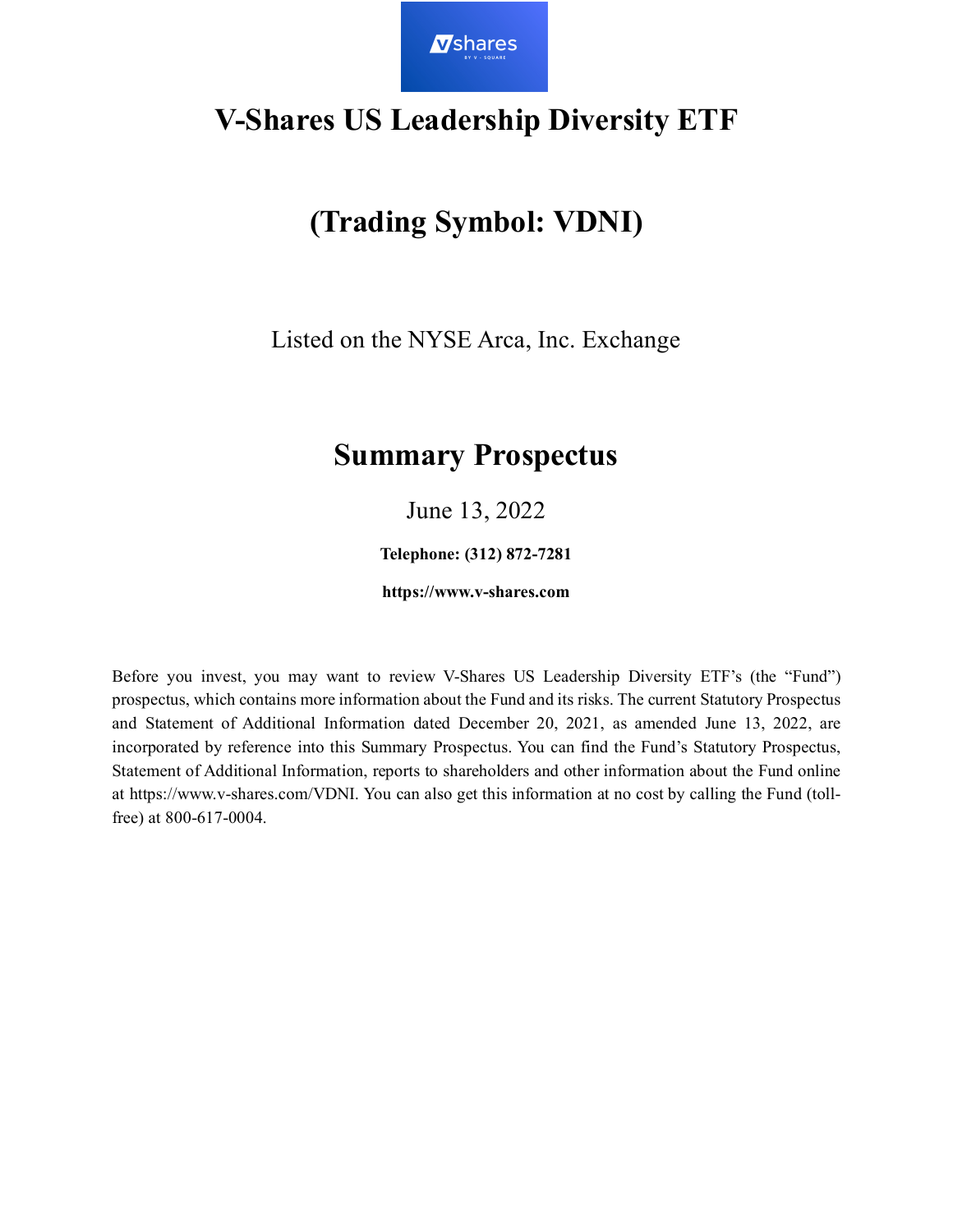# V-Shares US Leadership Diversity ETF

# (Trading Symbol: VDNI)

Listed on the NYSE Arca, Inc. Exchange

## Summary Prospectus

June 13, 2022

**Telephone: (312) 872-7281**

**https://www.v-shares.com**

Before you invest, you may want to review V-Shares US Leadership Diversity ETF's (the "Fund") prospectus, which contains more information about the Fund and its risks. The current Statutory Prospectus and Statement of Additional Information dated December 20, 2021, as amended June 13, 2022, are incorporated by reference into this Summary Prospectus. You can find the Fund's Statutory Prospectus, Statement of Additional Information, reports to shareholders and other information about the Fund online at https://www.v-shares.com/VDNI. You can also get this information at no cost by calling the Fund (toll-free) at 800-617-0004.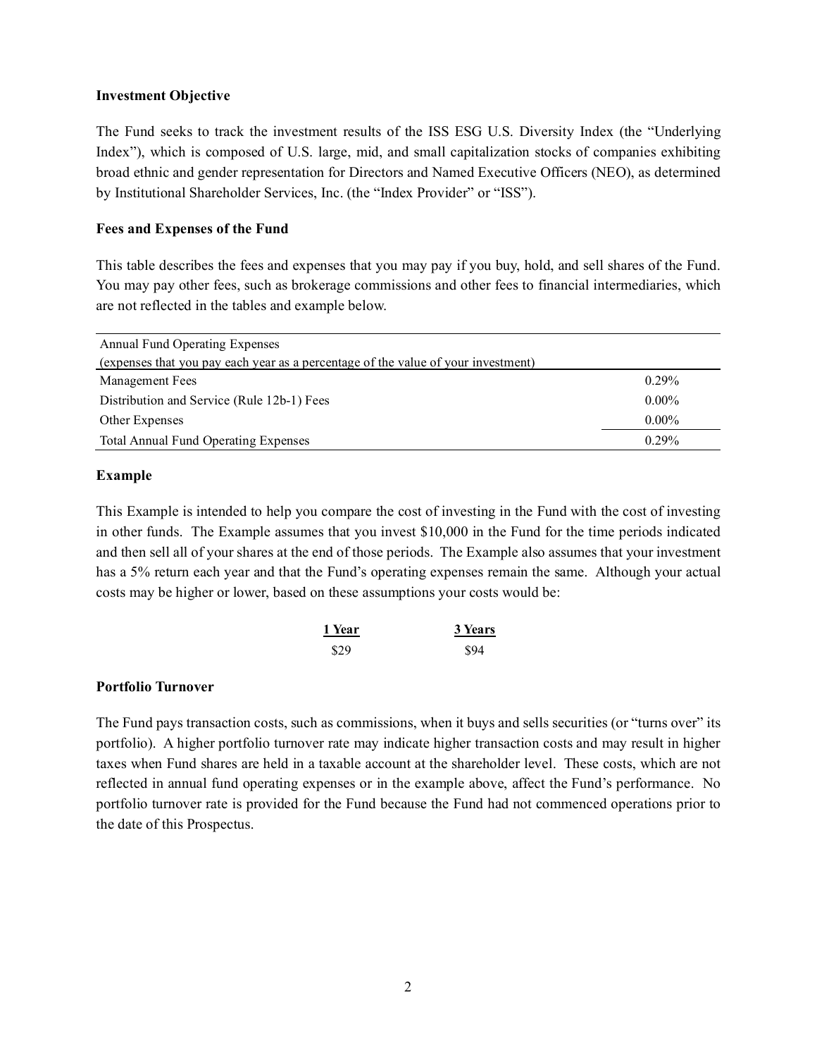**Investment Objective**

The Fund seeks to track the investment results of the ISS ESG U.S. Diversity Index (the "Underlying Index"), which is composed of U.S. large, mid, and small capitalization stocks of companies exhibiting broad ethnic and gender representation for Directors and Named Executive Officers (NEO), as determined by Institutional Shareholder Services, Inc. (the "Index Provider" or "ISS").

**Fees and Expenses of the Fund**

This table describes the fees and expenses that you may pay if you buy, hold, and sell shares of the Fund. You may pay other fees, such as brokerage commissions and other fees to financial intermediaries, which are not reflected in the tables and example below.

| Annual Fund Operating Expenses<br>(expenses that you pay each year as a percentage of the value of your investment) | |
|---|---|
| Management Fees | 0.29% |
| Distribution and Service (Rule 12b-1) Fees | 0.00% |
| Other Expenses | 0.00% |
| Total Annual Fund Operating Expenses | 0.29% |

**Example**

This Example is intended to help you compare the cost of investing in the Fund with the cost of investing in other funds. The Example assumes that you invest $10,000 in the Fund for the time periods indicated and then sell all of your shares at the end of those periods. The Example also assumes that your investment has a 5% return each year and that the Fund's operating expenses remain the same. Although your actual costs may be higher or lower, based on these assumptions your costs would be:

| 1 Year | 3 Years |
|---|---|
| $29 | $94 |

**Portfolio Turnover**

The Fund pays transaction costs, such as commissions, when it buys and sells securities (or "turns over" its portfolio). A higher portfolio turnover rate may indicate higher transaction costs and may result in higher taxes when Fund shares are held in a taxable account at the shareholder level. These costs, which are not reflected in annual fund operating expenses or in the example above, affect the Fund's performance. No portfolio turnover rate is provided for the Fund because the Fund had not commenced operations prior to the date of this Prospectus.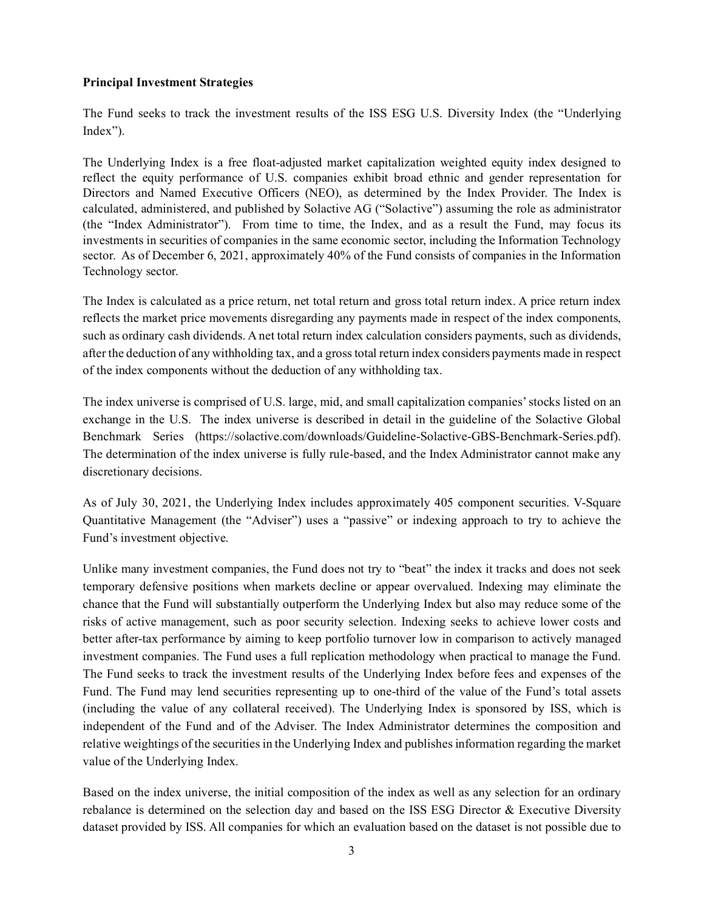**Principal Investment Strategies**

The Fund seeks to track the investment results of the ISS ESG U.S. Diversity Index (the "Underlying Index").

The Underlying Index is a free float-adjusted market capitalization weighted equity index designed to reflect the equity performance of U.S. companies exhibit broad ethnic and gender representation for Directors and Named Executive Officers (NEO), as determined by the Index Provider. The Index is calculated, administered, and published by Solactive AG ("Solactive") assuming the role as administrator (the "Index Administrator"). From time to time, the Index, and as a result the Fund, may focus its investments in securities of companies in the same economic sector, including the Information Technology sector. As of December 6, 2021, approximately 40% of the Fund consists of companies in the Information Technology sector.

The Index is calculated as a price return, net total return and gross total return index. A price return index reflects the market price movements disregarding any payments made in respect of the index components, such as ordinary cash dividends. A net total return index calculation considers payments, such as dividends, after the deduction of any withholding tax, and a gross total return index considers payments made in respect of the index components without the deduction of any withholding tax.

The index universe is comprised of U.S. large, mid, and small capitalization companies' stocks listed on an exchange in the U.S. The index universe is described in detail in the guideline of the Solactive Global Benchmark Series (https://solactive.com/downloads/Guideline-Solactive-GBS-Benchmark-Series.pdf). The determination of the index universe is fully rule-based, and the Index Administrator cannot make any discretionary decisions.

As of July 30, 2021, the Underlying Index includes approximately 405 component securities. V-Square Quantitative Management (the "Adviser") uses a "passive" or indexing approach to try to achieve the Fund's investment objective.

Unlike many investment companies, the Fund does not try to "beat" the index it tracks and does not seek temporary defensive positions when markets decline or appear overvalued. Indexing may eliminate the chance that the Fund will substantially outperform the Underlying Index but also may reduce some of the risks of active management, such as poor security selection. Indexing seeks to achieve lower costs and better after-tax performance by aiming to keep portfolio turnover low in comparison to actively managed investment companies. The Fund uses a full replication methodology when practical to manage the Fund. The Fund seeks to track the investment results of the Underlying Index before fees and expenses of the Fund. The Fund may lend securities representing up to one-third of the value of the Fund's total assets (including the value of any collateral received). The Underlying Index is sponsored by ISS, which is independent of the Fund and of the Adviser. The Index Administrator determines the composition and relative weightings of the securities in the Underlying Index and publishes information regarding the market value of the Underlying Index.

Based on the index universe, the initial composition of the index as well as any selection for an ordinary rebalance is determined on the selection day and based on the ISS ESG Director & Executive Diversity dataset provided by ISS. All companies for which an evaluation based on the dataset is not possible due to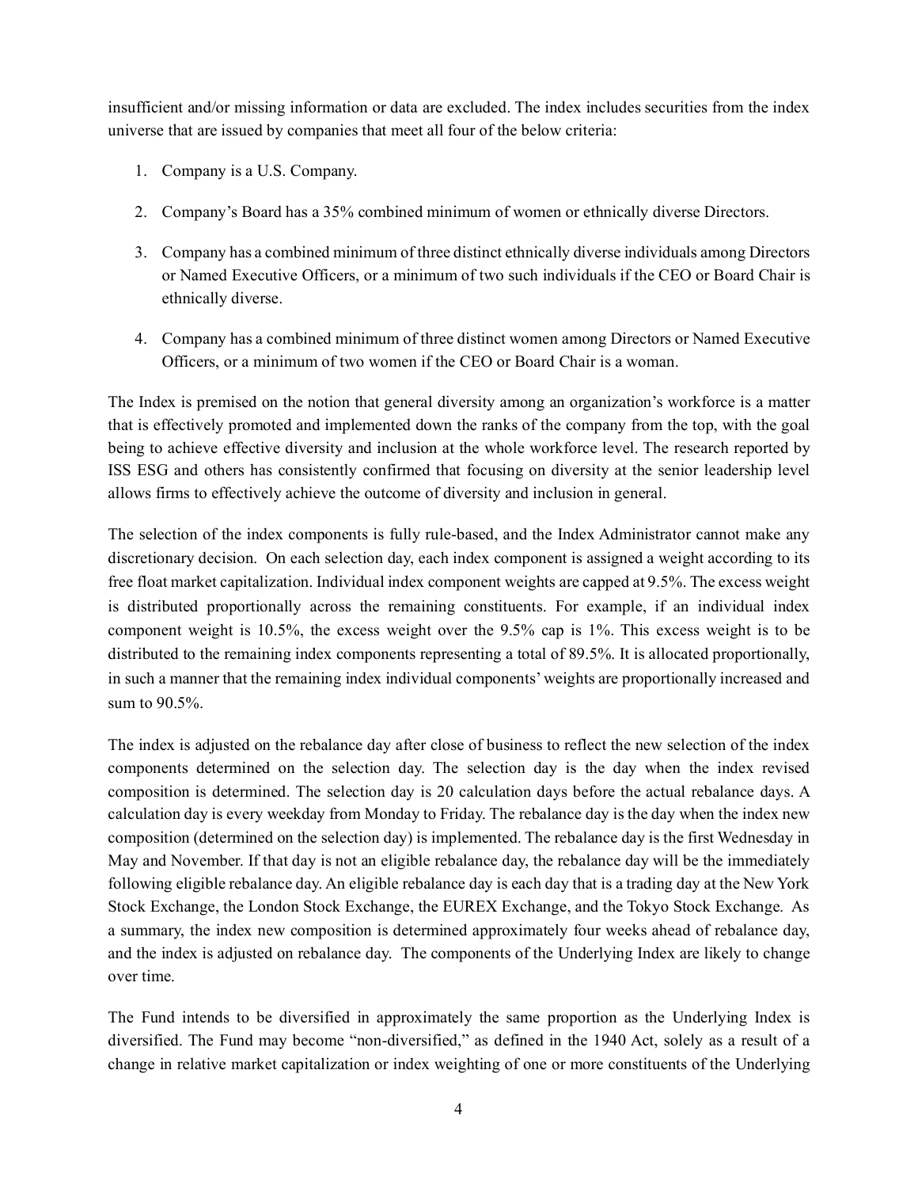insufficient and/or missing information or data are excluded. The index includes securities from the index universe that are issued by companies that meet all four of the below criteria:

1. Company is a U.S. Company.
2. Company's Board has a 35% combined minimum of women or ethnically diverse Directors.
3. Company has a combined minimum of three distinct ethnically diverse individuals among Directors or Named Executive Officers, or a minimum of two such individuals if the CEO or Board Chair is ethnically diverse.
4. Company has a combined minimum of three distinct women among Directors or Named Executive Officers, or a minimum of two women if the CEO or Board Chair is a woman.

The Index is premised on the notion that general diversity among an organization's workforce is a matter that is effectively promoted and implemented down the ranks of the company from the top, with the goal being to achieve effective diversity and inclusion at the whole workforce level. The research reported by ISS ESG and others has consistently confirmed that focusing on diversity at the senior leadership level allows firms to effectively achieve the outcome of diversity and inclusion in general.

The selection of the index components is fully rule-based, and the Index Administrator cannot make any discretionary decision. On each selection day, each index component is assigned a weight according to its free float market capitalization. Individual index component weights are capped at 9.5%. The excess weight is distributed proportionally across the remaining constituents. For example, if an individual index component weight is 10.5%, the excess weight over the 9.5% cap is 1%. This excess weight is to be distributed to the remaining index components representing a total of 89.5%. It is allocated proportionally, in such a manner that the remaining index individual components' weights are proportionally increased and sum to 90.5%.

The index is adjusted on the rebalance day after close of business to reflect the new selection of the index components determined on the selection day. The selection day is the day when the index revised composition is determined. The selection day is 20 calculation days before the actual rebalance days. A calculation day is every weekday from Monday to Friday. The rebalance day is the day when the index new composition (determined on the selection day) is implemented. The rebalance day is the first Wednesday in May and November. If that day is not an eligible rebalance day, the rebalance day will be the immediately following eligible rebalance day. An eligible rebalance day is each day that is a trading day at the New York Stock Exchange, the London Stock Exchange, the EUREX Exchange, and the Tokyo Stock Exchange. As a summary, the index new composition is determined approximately four weeks ahead of rebalance day, and the index is adjusted on rebalance day. The components of the Underlying Index are likely to change over time.

The Fund intends to be diversified in approximately the same proportion as the Underlying Index is diversified. The Fund may become "non-diversified," as defined in the 1940 Act, solely as a result of a change in relative market capitalization or index weighting of one or more constituents of the Underlying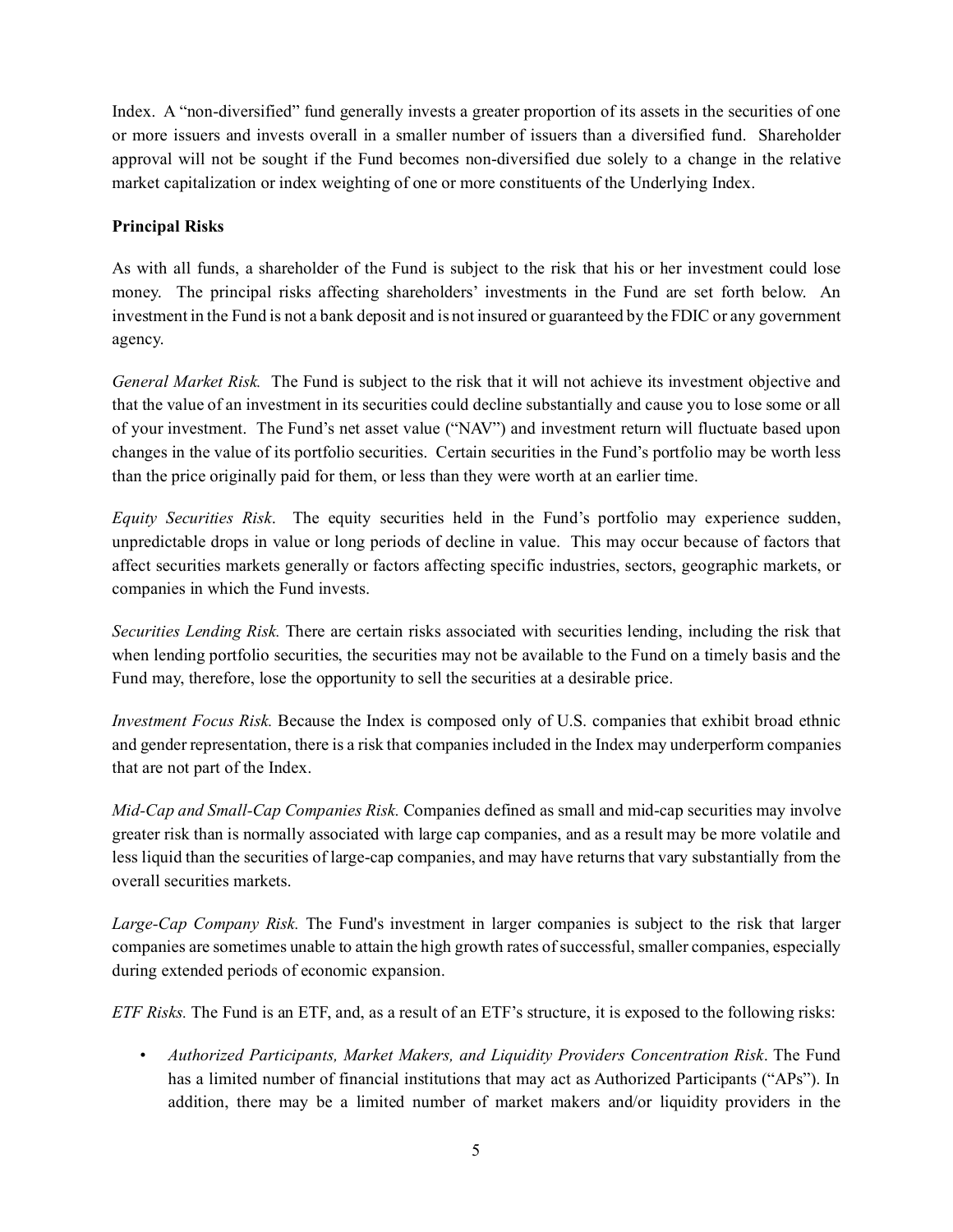Index. A "non-diversified" fund generally invests a greater proportion of its assets in the securities of one or more issuers and invests overall in a smaller number of issuers than a diversified fund. Shareholder approval will not be sought if the Fund becomes non-diversified due solely to a change in the relative market capitalization or index weighting of one or more constituents of the Underlying Index.

**Principal Risks**

As with all funds, a shareholder of the Fund is subject to the risk that his or her investment could lose money. The principal risks affecting shareholders' investments in the Fund are set forth below. An investment in the Fund is not a bank deposit and is not insured or guaranteed by the FDIC or any government agency.

*General Market Risk.* The Fund is subject to the risk that it will not achieve its investment objective and that the value of an investment in its securities could decline substantially and cause you to lose some or all of your investment. The Fund's net asset value ("NAV") and investment return will fluctuate based upon changes in the value of its portfolio securities. Certain securities in the Fund's portfolio may be worth less than the price originally paid for them, or less than they were worth at an earlier time.

*Equity Securities Risk*. The equity securities held in the Fund's portfolio may experience sudden, unpredictable drops in value or long periods of decline in value. This may occur because of factors that affect securities markets generally or factors affecting specific industries, sectors, geographic markets, or companies in which the Fund invests.

*Securities Lending Risk.* There are certain risks associated with securities lending, including the risk that when lending portfolio securities, the securities may not be available to the Fund on a timely basis and the Fund may, therefore, lose the opportunity to sell the securities at a desirable price.

*Investment Focus Risk.* Because the Index is composed only of U.S. companies that exhibit broad ethnic and gender representation, there is a risk that companies included in the Index may underperform companies that are not part of the Index.

*Mid-Cap and Small-Cap Companies Risk.* Companies defined as small and mid-cap securities may involve greater risk than is normally associated with large cap companies, and as a result may be more volatile and less liquid than the securities of large-cap companies, and may have returns that vary substantially from the overall securities markets.

*Large-Cap Company Risk.* The Fund's investment in larger companies is subject to the risk that larger companies are sometimes unable to attain the high growth rates of successful, smaller companies, especially during extended periods of economic expansion.

*ETF Risks.* The Fund is an ETF, and, as a result of an ETF's structure, it is exposed to the following risks:

- *Authorized Participants, Market Makers, and Liquidity Providers Concentration Risk*. The Fund has a limited number of financial institutions that may act as Authorized Participants ("APs"). In addition, there may be a limited number of market makers and/or liquidity providers in the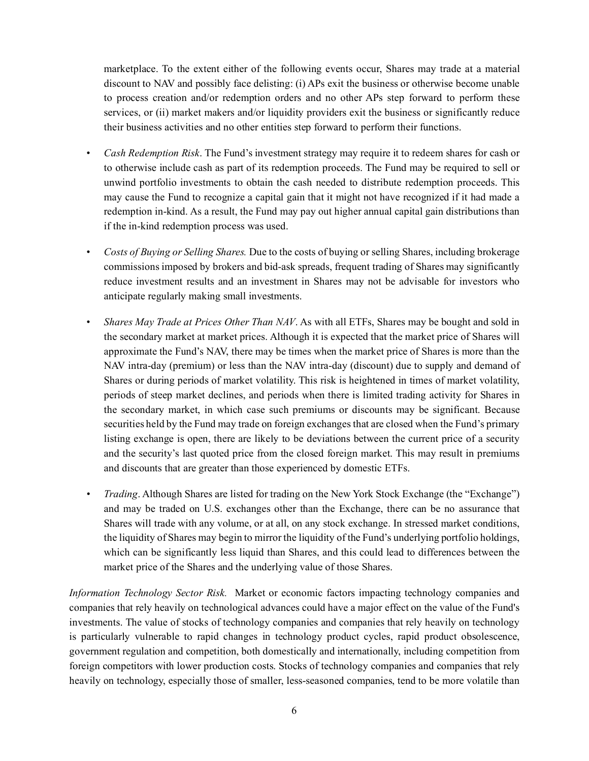marketplace. To the extent either of the following events occur, Shares may trade at a material discount to NAV and possibly face delisting: (i) APs exit the business or otherwise become unable to process creation and/or redemption orders and no other APs step forward to perform these services, or (ii) market makers and/or liquidity providers exit the business or significantly reduce their business activities and no other entities step forward to perform their functions.

- *Cash Redemption Risk*. The Fund's investment strategy may require it to redeem shares for cash or to otherwise include cash as part of its redemption proceeds. The Fund may be required to sell or unwind portfolio investments to obtain the cash needed to distribute redemption proceeds. This may cause the Fund to recognize a capital gain that it might not have recognized if it had made a redemption in-kind. As a result, the Fund may pay out higher annual capital gain distributions than if the in-kind redemption process was used.

- *Costs of Buying or Selling Shares.* Due to the costs of buying or selling Shares, including brokerage commissions imposed by brokers and bid-ask spreads, frequent trading of Shares may significantly reduce investment results and an investment in Shares may not be advisable for investors who anticipate regularly making small investments.

- *Shares May Trade at Prices Other Than NAV*. As with all ETFs, Shares may be bought and sold in the secondary market at market prices. Although it is expected that the market price of Shares will approximate the Fund's NAV, there may be times when the market price of Shares is more than the NAV intra-day (premium) or less than the NAV intra-day (discount) due to supply and demand of Shares or during periods of market volatility. This risk is heightened in times of market volatility, periods of steep market declines, and periods when there is limited trading activity for Shares in the secondary market, in which case such premiums or discounts may be significant. Because securities held by the Fund may trade on foreign exchanges that are closed when the Fund's primary listing exchange is open, there are likely to be deviations between the current price of a security and the security's last quoted price from the closed foreign market. This may result in premiums and discounts that are greater than those experienced by domestic ETFs.

- *Trading*. Although Shares are listed for trading on the New York Stock Exchange (the "Exchange") and may be traded on U.S. exchanges other than the Exchange, there can be no assurance that Shares will trade with any volume, or at all, on any stock exchange. In stressed market conditions, the liquidity of Shares may begin to mirror the liquidity of the Fund's underlying portfolio holdings, which can be significantly less liquid than Shares, and this could lead to differences between the market price of the Shares and the underlying value of those Shares.

*Information Technology Sector Risk.* Market or economic factors impacting technology companies and companies that rely heavily on technological advances could have a major effect on the value of the Fund's investments. The value of stocks of technology companies and companies that rely heavily on technology is particularly vulnerable to rapid changes in technology product cycles, rapid product obsolescence, government regulation and competition, both domestically and internationally, including competition from foreign competitors with lower production costs. Stocks of technology companies and companies that rely heavily on technology, especially those of smaller, less-seasoned companies, tend to be more volatile than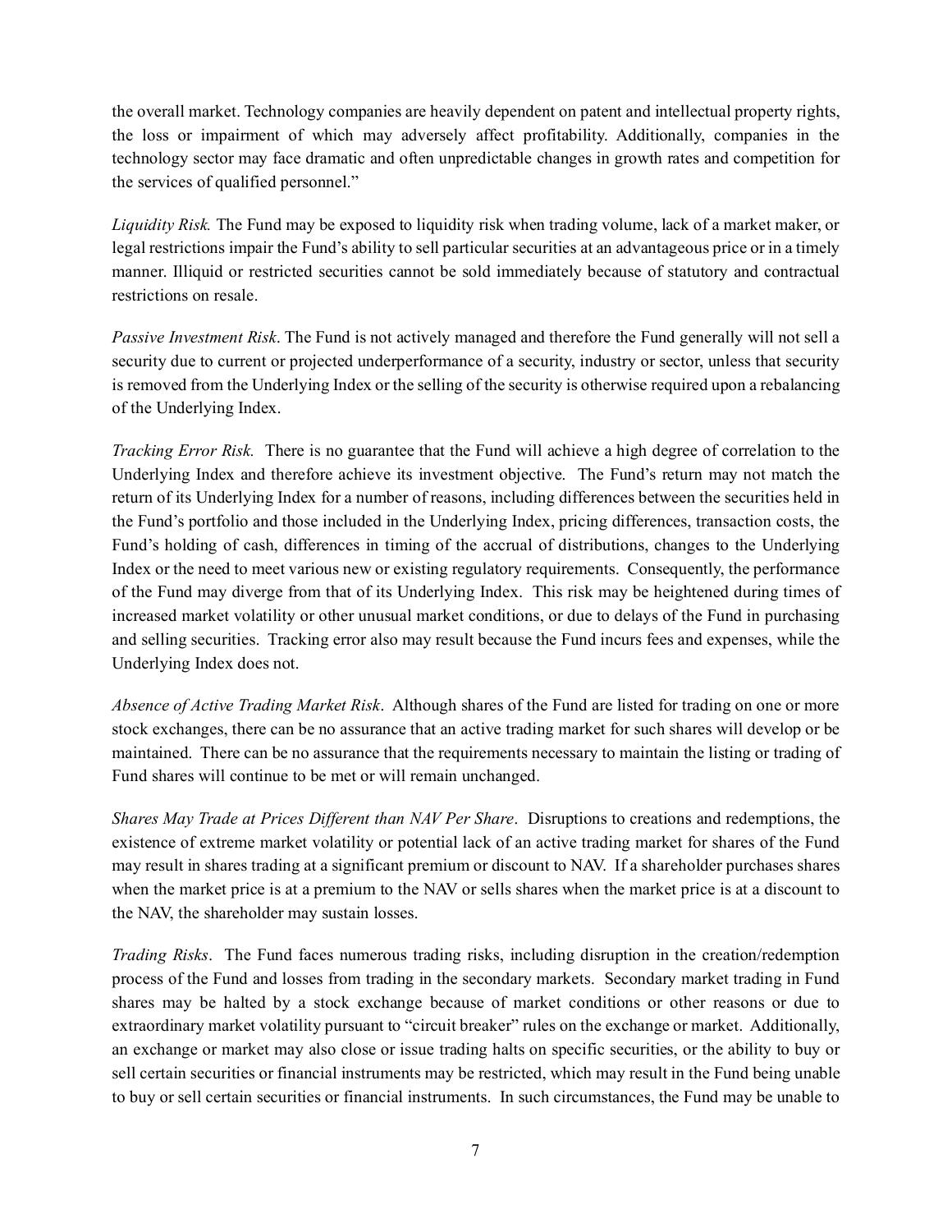the overall market. Technology companies are heavily dependent on patent and intellectual property rights, the loss or impairment of which may adversely affect profitability. Additionally, companies in the technology sector may face dramatic and often unpredictable changes in growth rates and competition for the services of qualified personnel."

*Liquidity Risk.* The Fund may be exposed to liquidity risk when trading volume, lack of a market maker, or legal restrictions impair the Fund's ability to sell particular securities at an advantageous price or in a timely manner. Illiquid or restricted securities cannot be sold immediately because of statutory and contractual restrictions on resale.

*Passive Investment Risk*. The Fund is not actively managed and therefore the Fund generally will not sell a security due to current or projected underperformance of a security, industry or sector, unless that security is removed from the Underlying Index or the selling of the security is otherwise required upon a rebalancing of the Underlying Index.

*Tracking Error Risk.* There is no guarantee that the Fund will achieve a high degree of correlation to the Underlying Index and therefore achieve its investment objective. The Fund's return may not match the return of its Underlying Index for a number of reasons, including differences between the securities held in the Fund's portfolio and those included in the Underlying Index, pricing differences, transaction costs, the Fund's holding of cash, differences in timing of the accrual of distributions, changes to the Underlying Index or the need to meet various new or existing regulatory requirements. Consequently, the performance of the Fund may diverge from that of its Underlying Index. This risk may be heightened during times of increased market volatility or other unusual market conditions, or due to delays of the Fund in purchasing and selling securities. Tracking error also may result because the Fund incurs fees and expenses, while the Underlying Index does not.

*Absence of Active Trading Market Risk*. Although shares of the Fund are listed for trading on one or more stock exchanges, there can be no assurance that an active trading market for such shares will develop or be maintained. There can be no assurance that the requirements necessary to maintain the listing or trading of Fund shares will continue to be met or will remain unchanged.

*Shares May Trade at Prices Different than NAV Per Share*. Disruptions to creations and redemptions, the existence of extreme market volatility or potential lack of an active trading market for shares of the Fund may result in shares trading at a significant premium or discount to NAV. If a shareholder purchases shares when the market price is at a premium to the NAV or sells shares when the market price is at a discount to the NAV, the shareholder may sustain losses.

*Trading Risks*. The Fund faces numerous trading risks, including disruption in the creation/redemption process of the Fund and losses from trading in the secondary markets. Secondary market trading in Fund shares may be halted by a stock exchange because of market conditions or other reasons or due to extraordinary market volatility pursuant to "circuit breaker" rules on the exchange or market. Additionally, an exchange or market may also close or issue trading halts on specific securities, or the ability to buy or sell certain securities or financial instruments may be restricted, which may result in the Fund being unable to buy or sell certain securities or financial instruments. In such circumstances, the Fund may be unable to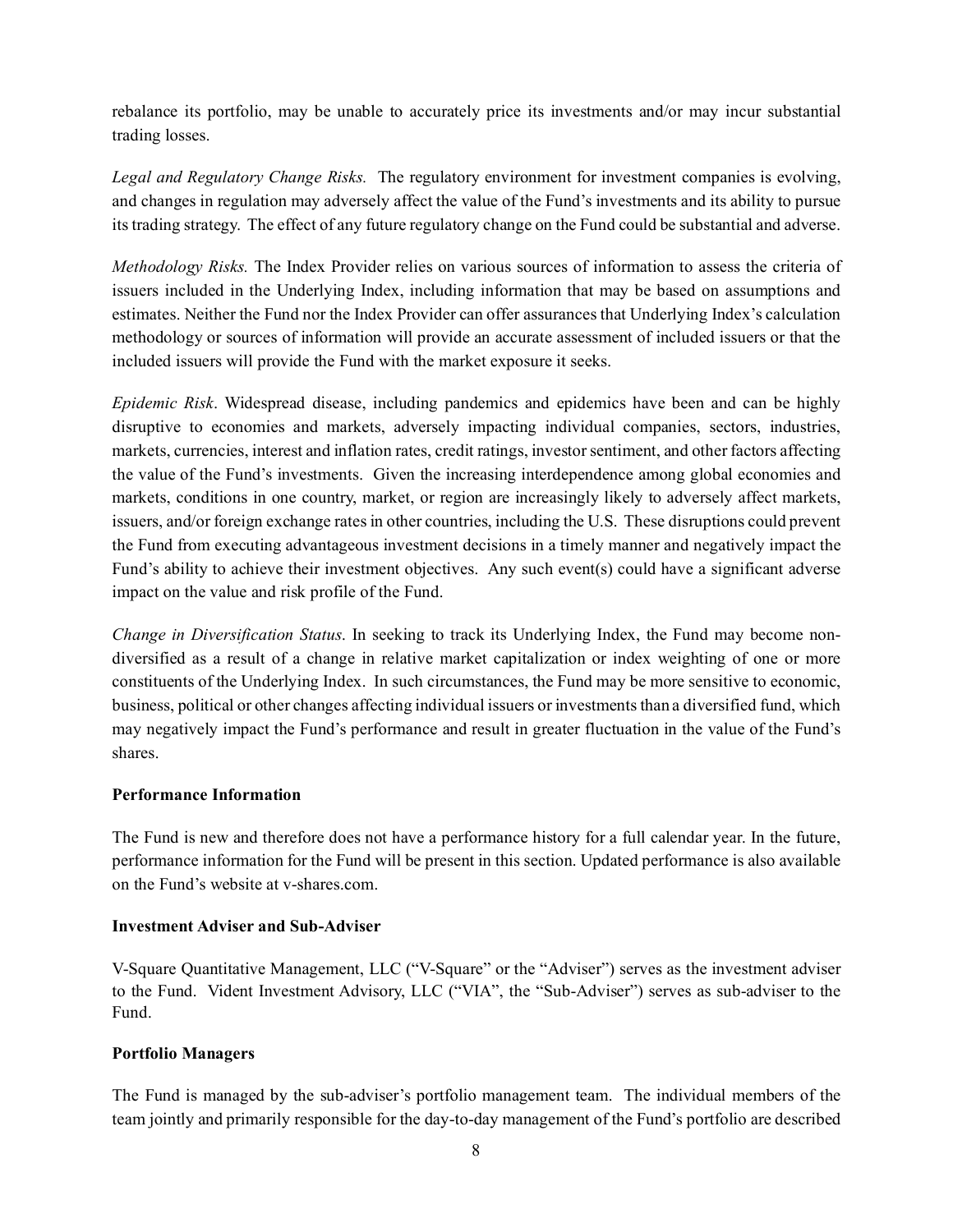rebalance its portfolio, may be unable to accurately price its investments and/or may incur substantial trading losses.

*Legal and Regulatory Change Risks.* The regulatory environment for investment companies is evolving, and changes in regulation may adversely affect the value of the Fund's investments and its ability to pursue its trading strategy. The effect of any future regulatory change on the Fund could be substantial and adverse.

*Methodology Risks.* The Index Provider relies on various sources of information to assess the criteria of issuers included in the Underlying Index, including information that may be based on assumptions and estimates. Neither the Fund nor the Index Provider can offer assurances that Underlying Index's calculation methodology or sources of information will provide an accurate assessment of included issuers or that the included issuers will provide the Fund with the market exposure it seeks.

*Epidemic Risk*. Widespread disease, including pandemics and epidemics have been and can be highly disruptive to economies and markets, adversely impacting individual companies, sectors, industries, markets, currencies, interest and inflation rates, credit ratings, investor sentiment, and other factors affecting the value of the Fund's investments. Given the increasing interdependence among global economies and markets, conditions in one country, market, or region are increasingly likely to adversely affect markets, issuers, and/or foreign exchange rates in other countries, including the U.S. These disruptions could prevent the Fund from executing advantageous investment decisions in a timely manner and negatively impact the Fund's ability to achieve their investment objectives. Any such event(s) could have a significant adverse impact on the value and risk profile of the Fund.

*Change in Diversification Status*. In seeking to track its Underlying Index, the Fund may become non-diversified as a result of a change in relative market capitalization or index weighting of one or more constituents of the Underlying Index. In such circumstances, the Fund may be more sensitive to economic, business, political or other changes affecting individual issuers or investments than a diversified fund, which may negatively impact the Fund's performance and result in greater fluctuation in the value of the Fund's shares.

**Performance Information**

The Fund is new and therefore does not have a performance history for a full calendar year. In the future, performance information for the Fund will be present in this section. Updated performance is also available on the Fund's website at v-shares.com.

**Investment Adviser and Sub-Adviser**

V-Square Quantitative Management, LLC ("V-Square" or the "Adviser") serves as the investment adviser to the Fund. Vident Investment Advisory, LLC ("VIA", the "Sub-Adviser") serves as sub-adviser to the Fund.

**Portfolio Managers**

The Fund is managed by the sub-adviser's portfolio management team. The individual members of the team jointly and primarily responsible for the day-to-day management of the Fund's portfolio are described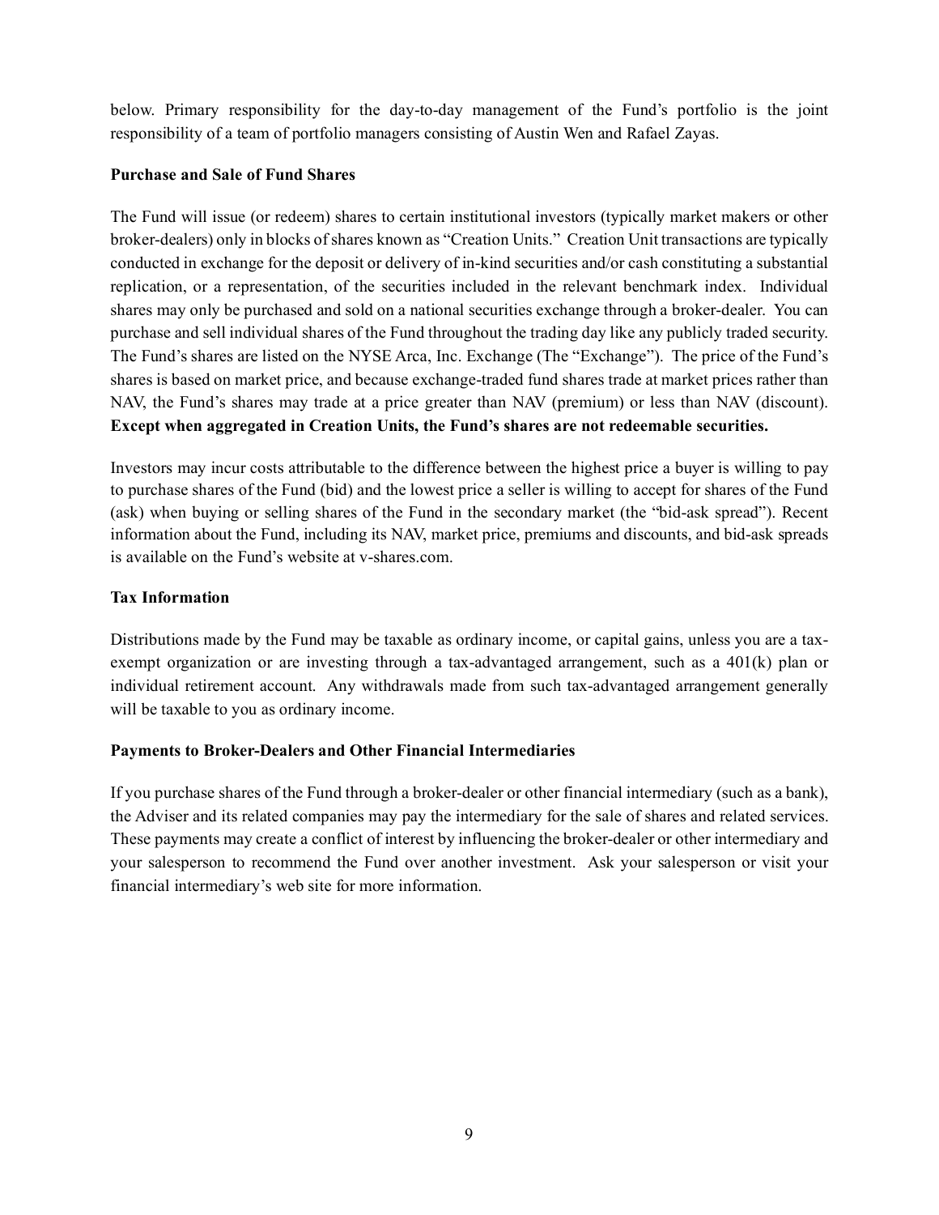below. Primary responsibility for the day-to-day management of the Fund's portfolio is the joint responsibility of a team of portfolio managers consisting of Austin Wen and Rafael Zayas.

**Purchase and Sale of Fund Shares**

The Fund will issue (or redeem) shares to certain institutional investors (typically market makers or other broker-dealers) only in blocks of shares known as "Creation Units." Creation Unit transactions are typically conducted in exchange for the deposit or delivery of in-kind securities and/or cash constituting a substantial replication, or a representation, of the securities included in the relevant benchmark index. Individual shares may only be purchased and sold on a national securities exchange through a broker-dealer. You can purchase and sell individual shares of the Fund throughout the trading day like any publicly traded security. The Fund's shares are listed on the NYSE Arca, Inc. Exchange (The "Exchange"). The price of the Fund's shares is based on market price, and because exchange-traded fund shares trade at market prices rather than NAV, the Fund's shares may trade at a price greater than NAV (premium) or less than NAV (discount). **Except when aggregated in Creation Units, the Fund's shares are not redeemable securities.**

Investors may incur costs attributable to the difference between the highest price a buyer is willing to pay to purchase shares of the Fund (bid) and the lowest price a seller is willing to accept for shares of the Fund (ask) when buying or selling shares of the Fund in the secondary market (the "bid-ask spread"). Recent information about the Fund, including its NAV, market price, premiums and discounts, and bid-ask spreads is available on the Fund's website at v-shares.com.

**Tax Information**

Distributions made by the Fund may be taxable as ordinary income, or capital gains, unless you are a tax-exempt organization or are investing through a tax-advantaged arrangement, such as a 401(k) plan or individual retirement account. Any withdrawals made from such tax-advantaged arrangement generally will be taxable to you as ordinary income.

**Payments to Broker-Dealers and Other Financial Intermediaries**

If you purchase shares of the Fund through a broker-dealer or other financial intermediary (such as a bank), the Adviser and its related companies may pay the intermediary for the sale of shares and related services. These payments may create a conflict of interest by influencing the broker-dealer or other intermediary and your salesperson to recommend the Fund over another investment. Ask your salesperson or visit your financial intermediary's web site for more information.